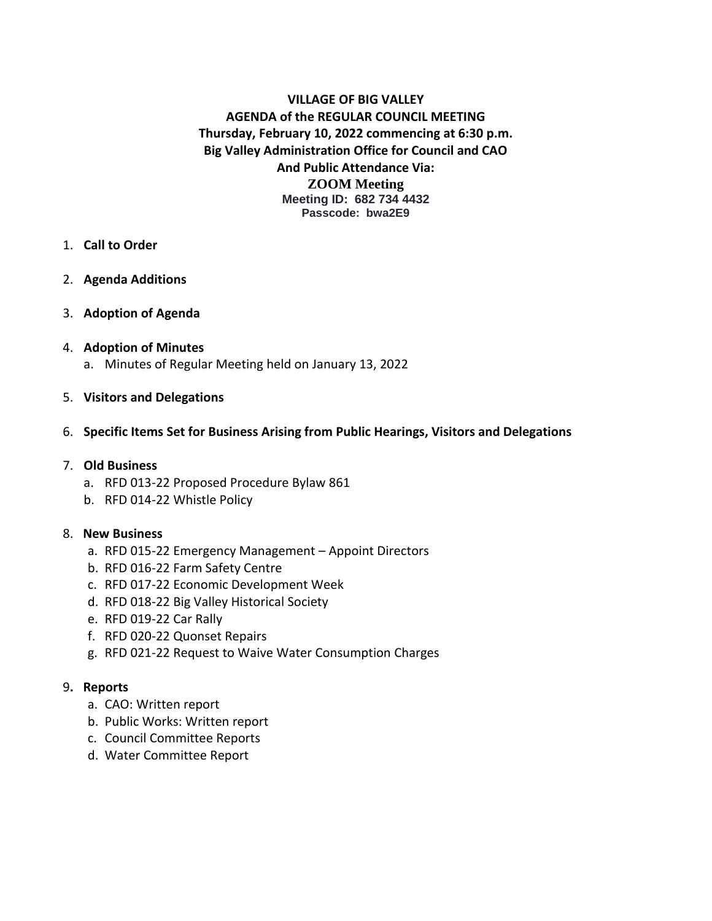**VILLAGE OF BIG VALLEY**
**AGENDA of the REGULAR COUNCIL MEETING**
**Thursday, February 10, 2022 commencing at 6:30 p.m.**
**Big Valley Administration Office for Council and CAO**
**And Public Attendance Via:**
**ZOOM Meeting**
**Meeting ID: 682 734 4432**
**Passcode: bwa2E9**

1. **Call to Order**

2. **Agenda Additions**

3. **Adoption of Agenda**

4. **Adoption of Minutes**
   a. Minutes of Regular Meeting held on January 13, 2022

5. **Visitors and Delegations**

6. **Specific Items Set for Business Arising from Public Hearings, Visitors and Delegations**

7. **Old Business**
   a. RFD 013-22 Proposed Procedure Bylaw 861
   b. RFD 014-22 Whistle Policy

8. **New Business**
   a. RFD 015-22 Emergency Management – Appoint Directors
   b. RFD 016-22 Farm Safety Centre
   c. RFD 017-22 Economic Development Week
   d. RFD 018-22 Big Valley Historical Society
   e. RFD 019-22 Car Rally
   f. RFD 020-22 Quonset Repairs
   g. RFD 021-22 Request to Waive Water Consumption Charges

9. **Reports**
   a. CAO: Written report
   b. Public Works: Written report
   c. Council Committee Reports
   d. Water Committee Report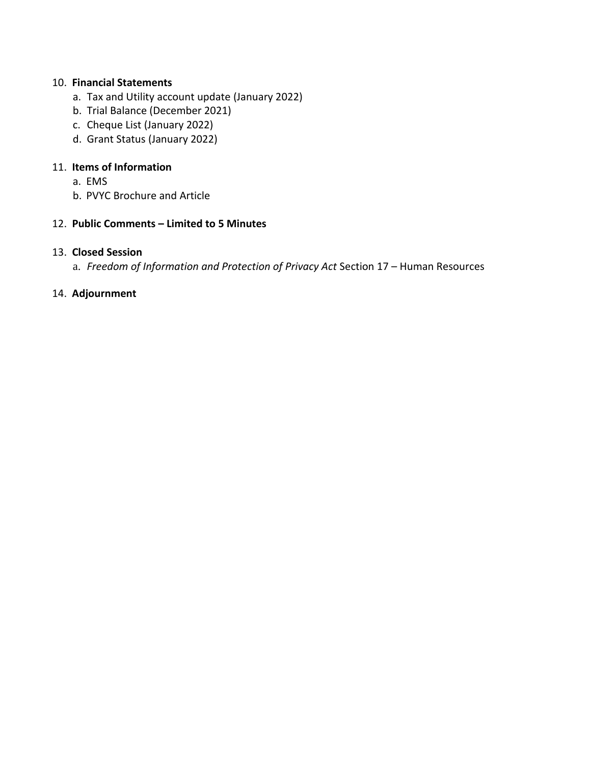10. **Financial Statements**
    a. Tax and Utility account update (January 2022)
    b. Trial Balance (December 2021)
    c. Cheque List (January 2022)
    d. Grant Status (January 2022)

11. **Items of Information**
    a. EMS
    b. PVYC Brochure and Article

12. **Public Comments – Limited to 5 Minutes**

13. **Closed Session**
    a. *Freedom of Information and Protection of Privacy Act* Section 17 – Human Resources

14. **Adjournment**